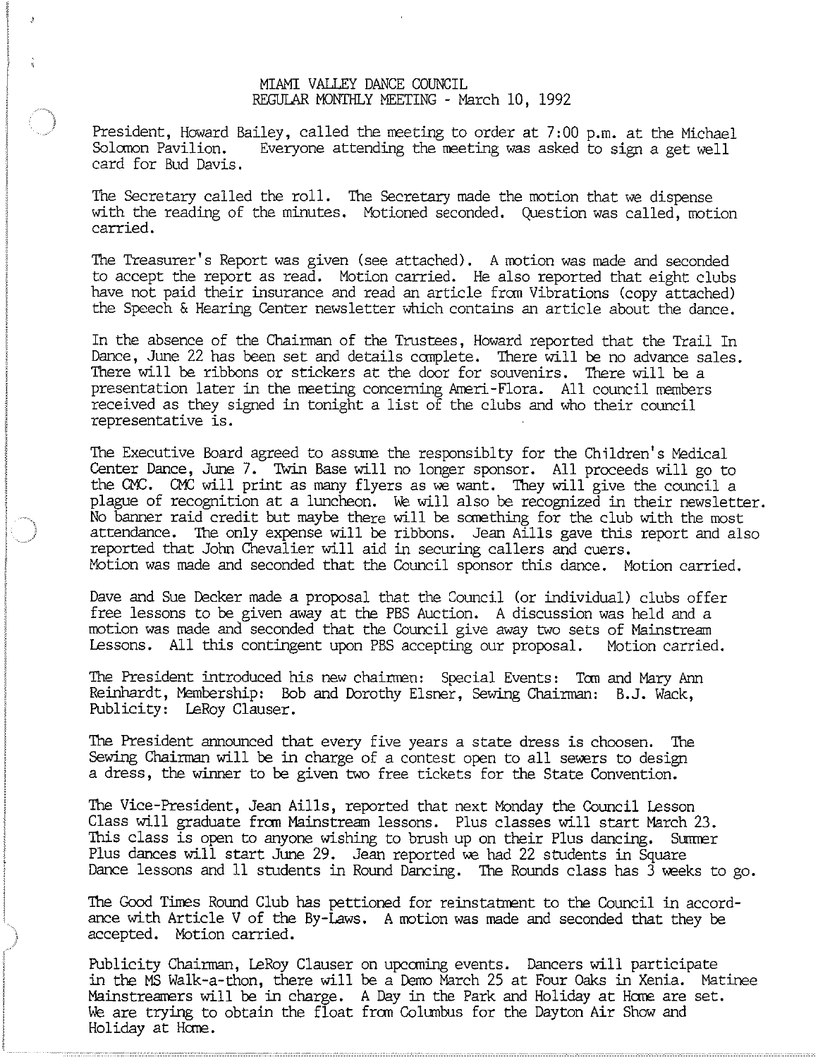# MIAMI VALLEY DANCE COUNCIL
## REGULAR MONTHLY MEETING - March 10, 1992

President, Howard Bailey, called the meeting to order at 7:00 p.m. at the Michael Solomon Pavilion. Everyone attending the meeting was asked to sign a get well card for Bud Davis.

The Secretary called the roll. The Secretary made the motion that we dispense with the reading of the minutes. Motioned seconded. Question was called, motion carried.

The Treasurer's Report was given (see attached). A motion was made and seconded to accept the report as read. Motion carried. He also reported that eight clubs have not paid their insurance and read an article from Vibrations (copy attached) the Speech & Hearing Center newsletter which contains an article about the dance.

In the absence of the Chairman of the Trustees, Howard reported that the Trail In Dance, June 22 has been set and details complete. There will be no advance sales. There will be ribbons or stickers at the door for souvenirs. There will be a presentation later in the meeting concerning Ameri-Flora. All council members received as they signed in tonight a list of the clubs and who their council representative is.

The Executive Board agreed to assume the responsiblty for the Children's Medical Center Dance, June 7. Twin Base will no longer sponsor. All proceeds will go to the CMC. CMC will print as many flyers as we want. They will give the council a plague of recognition at a luncheon. We will also be recognized in their newsletter. No banner raid credit but maybe there will be something for the club with the most attendance. The only expense will be ribbons. Jean Aills gave this report and also reported that John Chevalier will aid in securing callers and cuers.
Motion was made and seconded that the Council sponsor this dance. Motion carried.

Dave and Sue Decker made a proposal that the Council (or individual) clubs offer free lessons to be given away at the PBS Auction. A discussion was held and a motion was made and seconded that the Council give away two sets of Mainstream Lessons. All this contingent upon PBS accepting our proposal. Motion carried.

The President introduced his new chairmen: Special Events: Tom and Mary Ann Reinhardt, Membership: Bob and Dorothy Elsner, Sewing Chairman: B.J. Wack, Publicity: LeRoy Clauser.

The President announced that every five years a state dress is choosen. The Sewing Chairman will be in charge of a contest open to all sewers to design a dress, the winner to be given two free tickets for the State Convention.

The Vice-President, Jean Aills, reported that next Monday the Council Lesson Class will graduate from Mainstream lessons. Plus classes will start March 23. This class is open to anyone wishing to brush up on their Plus dancing. Summer Plus dances will start June 29. Jean reported we had 22 students in Square Dance lessons and 11 students in Round Dancing. The Rounds class has 3 weeks to go.

The Good Times Round Club has pettioned for reinstatment to the Council in accordance with Article V of the By-Laws. A motion was made and seconded that they be accepted. Motion carried.

Publicity Chairman, LeRoy Clauser on upcoming events. Dancers will participate in the MS Walk-a-thon, there will be a Demo March 25 at Four Oaks in Xenia. Matinee Mainstreamers will be in charge. A Day in the Park and Holiday at Home are set. We are trying to obtain the float from Columbus for the Dayton Air Show and Holiday at Home.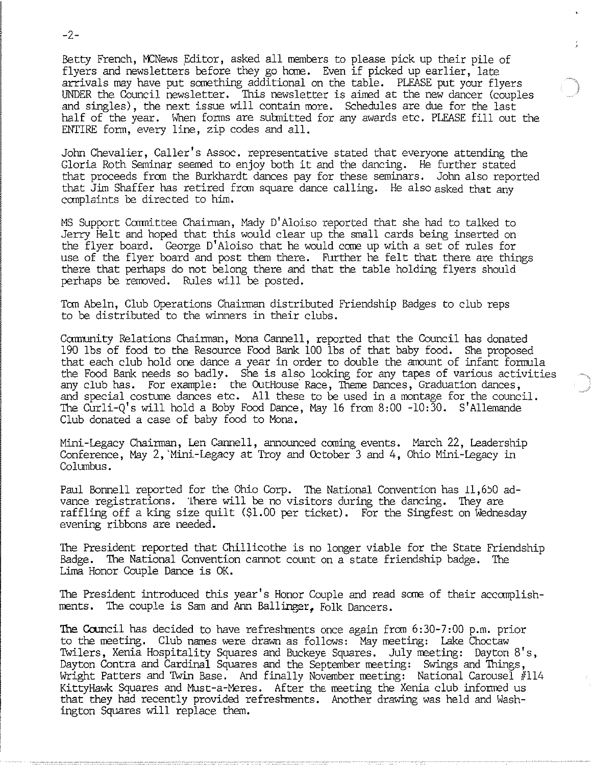Betty French, MCNews Editor, asked all members to please pick up their pile of flyers and newsletters before they go home. Even if picked up earlier, late arrivals may have put something additional on the table. PLEASE put your flyers UNDER the Council newsletter. This newsletter is aimed at the new dancer (couples and singles), the next issue will contain more. Schedules are due for the last half of the year. When forms are submitted for any awards etc. PLEASE fill out the ENTIRE form, every line, zip codes and all.

John Chevalier, Caller's Assoc. representative stated that everyone attending the Gloria Roth Seminar seemed to enjoy both it and the dancing. He further stated that proceeds from the Burkhardt dances pay for these seminars. John also reported that Jim Shaffer has retired from square dance calling. He also asked that any complaints be directed to him.

MS Support Committee Chairman, Mady D'Aloiso reported that she had to talked to Jerry Helt and hoped that this would clear up the small cards being inserted on the flyer board. George D'Aloiso that he would come up with a set of rules for use of the flyer board and post them there. Further he felt that there are things there that perhaps do not belong there and that the table holding flyers should perhaps be removed. Rules will be posted.

Tom Abeln, Club Operations Chairman distributed Friendship Badges to club reps to be distributed to the winners in their clubs.

Community Relations Chairman, Mona Cannell, reported that the Council has donated 190 lbs of food to the Resource Food Bank 100 lbs of that baby food. She proposed that each club hold one dance a year in order to double the amount of infant formula the Food Bank needs so badly. She is also looking for any tapes of various activities any club has. For example: the OutHouse Race, Theme Dances, Graduation dances, and special costume dances etc. All these to be used in a montage for the council. The Curli-Q's will hold a Boby Food Dance, May 16 from 8:00 -10:30. S'Allemande Club donated a case of baby food to Mona.

Mini-Legacy Chairman, Len Cannell, announced coming events. March 22, Leadership Conference, May 2, Mini-Legacy at Troy and October 3 and 4, Ohio Mini-Legacy in Columbus.

Paul Bonnell reported for the Ohio Corp. The National Convention has 11,650 advance registrations. There will be no visitors during the dancing. They are raffling off a king size quilt ($1.00 per ticket). For the Singfest on Wednesday evening ribbons are needed.

The President reported that Chillicothe is no longer viable for the State Friendship Badge. The National Convention cannot count on a state friendship badge. The Lima Honor Couple Dance is OK.

The President introduced this year's Honor Couple and read some of their accomplishments. The couple is Sam and Ann Ballinger, Folk Dancers.

The Council has decided to have refreshments once again from 6:30-7:00 p.m. prior to the meeting. Club names were drawn as follows: May meeting: Lake Choctaw Twilers, Xenia Hospitality Squares and Buckeye Squares. July meeting: Dayton 8's, Dayton Contra and Cardinal Squares and the September meeting: Swings and Things, Wright Patters and Twin Base. And finally November meeting: National Carousel #114 KittyHawk Squares and Must-a-Meres. After the meeting the Xenia club informed us that they had recently provided refreshments. Another drawing was held and Washington Squares will replace them.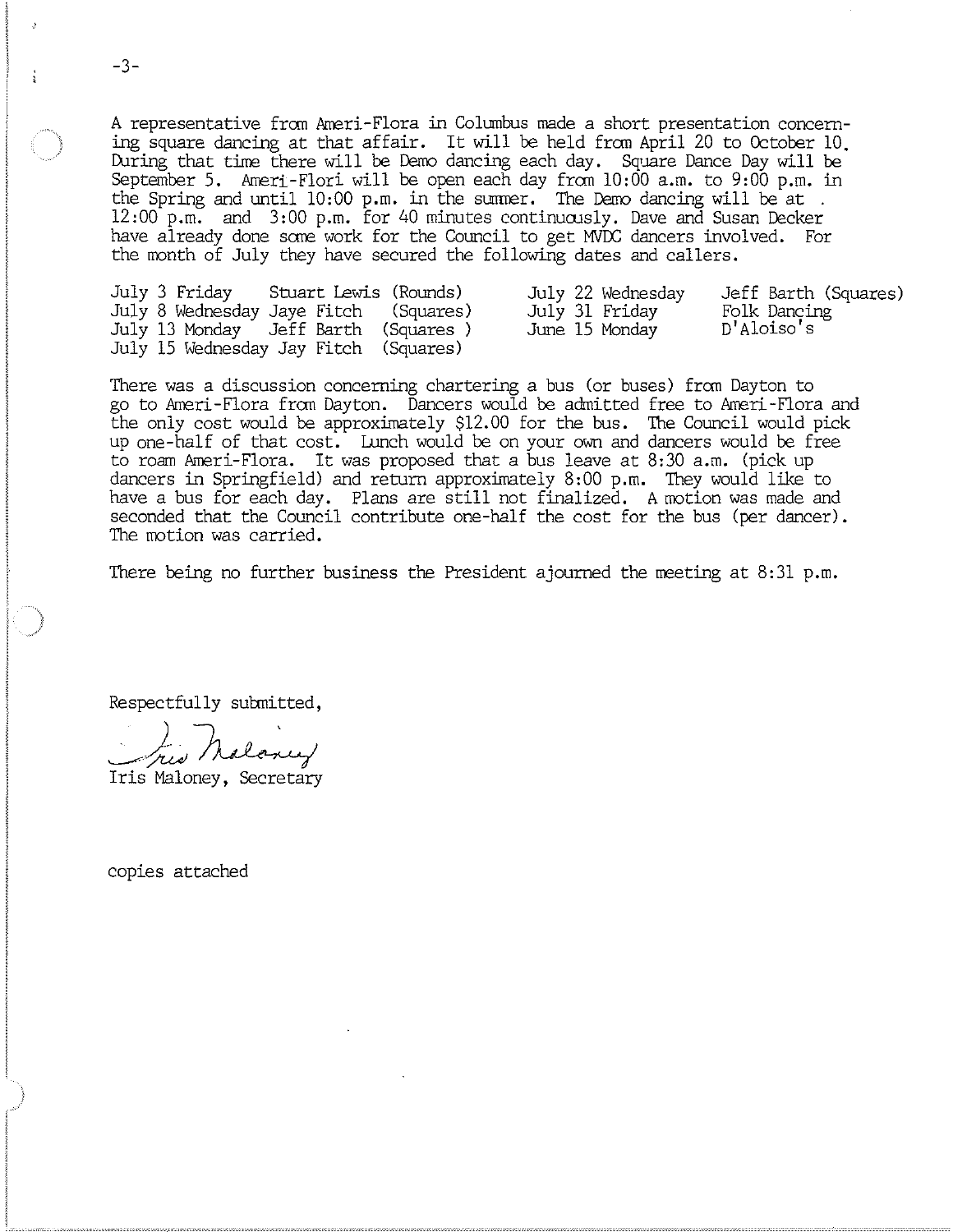A representative from Ameri-Flora in Columbus made a short presentation concerning square dancing at that affair. It will be held from April 20 to October 10. During that time there will be Demo dancing each day. Square Dance Day will be September 5. Ameri-Flori will be open each day from 10:00 a.m. to 9:00 p.m. in the Spring and until 10:00 p.m. in the summer. The Demo dancing will be at . 12:00 p.m. and 3:00 p.m. for 40 minutes continuously. Dave and Susan Decker have already done some work for the Council to get MVDC dancers involved. For the month of July they have secured the following dates and callers.

| | | | |
|---|---|---|---|
| July 3 Friday | Stuart Lewis (Rounds) | July 22 Wednesday | Jeff Barth (Squares) |
| July 8 Wednesday | Jaye Fitch (Squares) | July 31 Friday | Folk Dancing |
| July 13 Monday | Jeff Barth (Squares ) | June 15 Monday | D'Aloiso's |
| July 15 Wednesday | Jay Fitch (Squares) | | |

There was a discussion concerning chartering a bus (or buses) from Dayton to go to Ameri-Flora from Dayton. Dancers would be admitted free to Ameri-Flora and the only cost would be approximately $12.00 for the bus. The Council would pick up one-half of that cost. Lunch would be on your own and dancers would be free to roam Ameri-Flora. It was proposed that a bus leave at 8:30 a.m. (pick up dancers in Springfield) and return approximately 8:00 p.m. They would like to have a bus for each day. Plans are still not finalized. A motion was made and seconded that the Council contribute one-half the cost for the bus (per dancer). The motion was carried.

There being no further business the President ajourned the meeting at 8:31 p.m.

Respectfully submitted,

Iris Maloney

Iris Maloney, Secretary

copies attached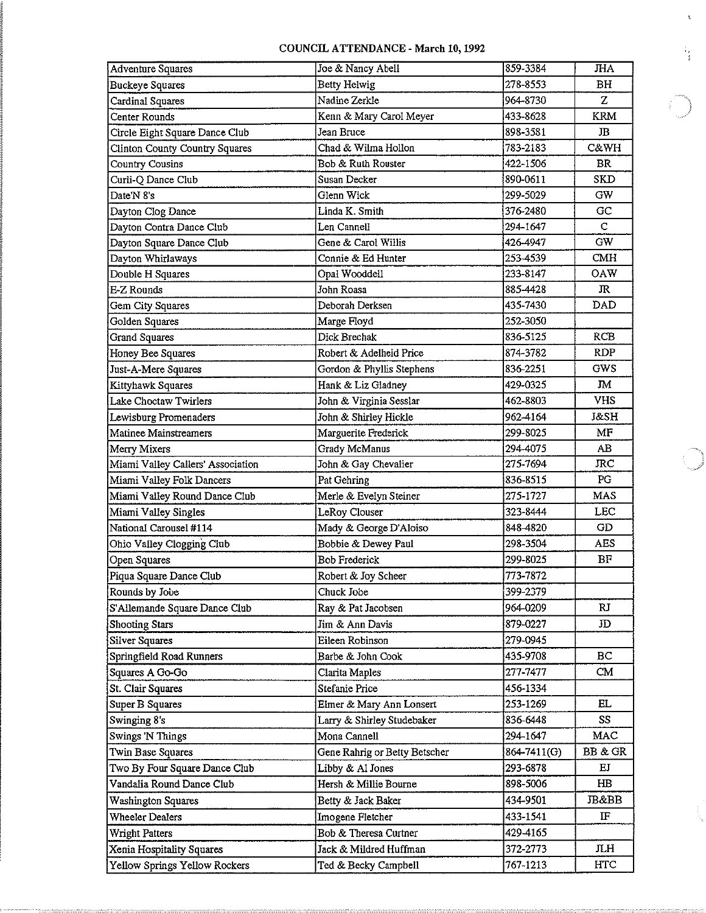**COUNCIL ATTENDANCE - March 10, 1992**

| | | | |
|---|---|---|---|
| Adventure Squares | Joe & Nancy Abell | 859-3384 | JHA |
| Buckeye Squares | Betty Helwig | 278-8553 | BH |
| Cardinal Squares | Nadine Zerkle | 964-8730 | Z |
| Center Rounds | Kenn & Mary Carol Meyer | 433-8628 | KRM |
| Circle Eight Square Dance Club | Jean Bruce | 898-3581 | JB |
| Clinton County Country Squares | Chad & Wilma Hollon | 783-2183 | C&WH |
| Country Cousins | Bob & Ruth Rouster | 422-1506 | BR |
| Curli-Q Dance Club | Susan Decker | 890-0611 | SKD |
| Date'N 8's | Glenn Wick | 299-5029 | GW |
| Dayton Clog Dance | Linda K. Smith | 376-2480 | GC |
| Dayton Contra Dance Club | Len Cannell | 294-1647 | C |
| Dayton Square Dance Club | Gene & Carol Willis | 426-4947 | GW |
| Dayton Whirlaways | Connie & Ed Hunter | 253-4539 | CMH |
| Double H Squares | Opal Wooddell | 233-8147 | OAW |
| E-Z Rounds | John Roasa | 885-4428 | JR |
| Gem City Squares | Deborah Derksen | 435-7430 | DAD |
| Golden Squares | Marge Floyd | 252-3050 | |
| Grand Squares | Dick Brechak | 836-5125 | RCB |
| Honey Bee Squares | Robert & Adelheid Price | 874-3782 | RDP |
| Just-A-Mere Squares | Gordon & Phyllis Stephens | 836-2251 | GWS |
| Kittyhawk Squares | Hank & Liz Gladney | 429-0325 | JM |
| Lake Choctaw Twirlers | John & Virginia Sesslar | 462-8803 | VHS |
| Lewisburg Promenaders | John & Shirley Hickle | 962-4164 | J&SH |
| Matinee Mainstreamers | Marguerite Frederick | 299-8025 | MF |
| Merry Mixers | Grady McManus | 294-4075 | AB |
| Miami Valley Callers' Association | John & Gay Chevalier | 275-7694 | JRC |
| Miami Valley Folk Dancers | Pat Gehring | 836-8515 | PG |
| Miami Valley Round Dance Club | Merle & Evelyn Steiner | 275-1727 | MAS |
| Miami Valley Singles | LeRoy Clouser | 323-8444 | LEC |
| National Carousel #114 | Mady & George D'Aloiso | 848-4820 | GD |
| Ohio Valley Clogging Club | Bobbie & Dewey Paul | 298-3504 | AES |
| Open Squares | Bob Frederick | 299-8025 | BF |
| Piqua Square Dance Club | Robert & Joy Scheer | 773-7872 | |
| Rounds by Jobe | Chuck Jobe | 399-2379 | |
| S'Allemande Square Dance Club | Ray & Pat Jacobsen | 964-0209 | RJ |
| Shooting Stars | Jim & Ann Davis | 879-0227 | JD |
| Silver Squares | Eileen Robinson | 279-0945 | |
| Springfield Road Runners | Barbe & John Cook | 435-9708 | BC |
| Squares A Go-Go | Clarita Maples | 277-7477 | CM |
| St. Clair Squares | Stefanie Price | 456-1334 | |
| Super B Squares | Elmer & Mary Ann Lonsert | 253-1269 | EL |
| Swinging 8's | Larry & Shirley Studebaker | 836-6448 | SS |
| Swings 'N Things | Mona Cannell | 294-1647 | MAC |
| Twin Base Squares | Gene Rahrig or Betty Betscher | 864-7411(G) | BB & GR |
| Two By Four Square Dance Club | Libby & Al Jones | 293-6878 | EJ |
| Vandalia Round Dance Club | Hersh & Millie Bourne | 898-5006 | HB |
| Washington Squares | Betty & Jack Baker | 434-9501 | JB&BB |
| Wheeler Dealers | Imogene Fletcher | 433-1541 | IF |
| Wright Patters | Bob & Theresa Curtner | 429-4165 | |
| Xenia Hospitality Squares | Jack & Mildred Huffman | 372-2773 | JLH |
| Yellow Springs Yellow Rockers | Ted & Becky Campbell | 767-1213 | HTC |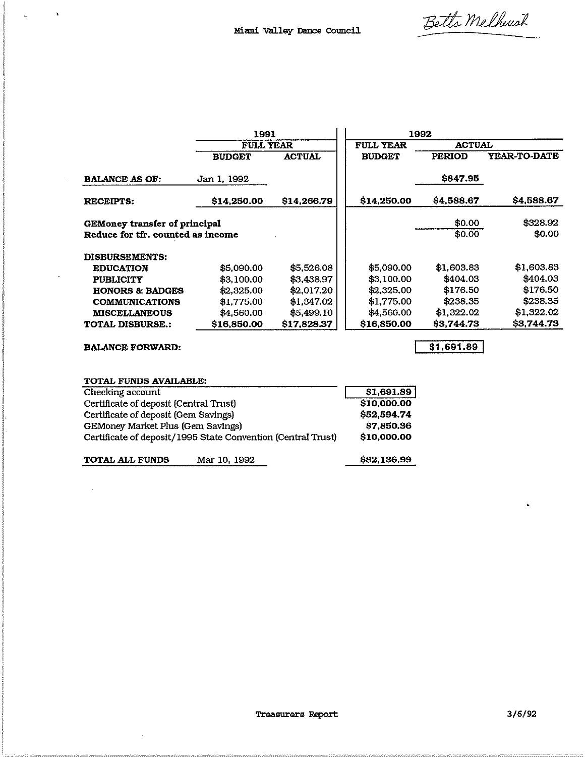Miami Valley Dance Council

*Betts Melhush*

| | 1991 | | 1992 | | |
|---|---|---|---|---|---|
| | FULL YEAR | | FULL YEAR | ACTUAL | |
| | BUDGET | ACTUAL | BUDGET | PERIOD | YEAR-TO-DATE |
| **BALANCE AS OF:** | Jan 1, 1992 | | | $847.95 | |
| **RECEIPTS:** | $14,250.00 | $14,266.79 | $14,250.00 | $4,588.67 | $4,588.67 |
| **GEMoney transfer of principal** | | | | $0.00 | $328.92 |
| **Reduce for tfr. counted as income** | | | | $0.00 | $0.00 |
| **DISBURSEMENTS:** | | | | | |
| **EDUCATION** | $5,090.00 | $5,526.08 | $5,090.00 | $1,603.83 | $1,603.83 |
| **PUBLICITY** | $3,100.00 | $3,438.97 | $3,100.00 | $404.03 | $404.03 |
| **HONORS & BADGES** | $2,325.00 | $2,017.20 | $2,325.00 | $176.50 | $176.50 |
| **COMMUNICATIONS** | $1,775.00 | $1,347.02 | $1,775.00 | $238.35 | $238.35 |
| **MISCELLANEOUS** | $4,560.00 | $5,499.10 | $4,560.00 | $1,322.02 | $1,322.02 |
| **TOTAL DISBURSE.:** | $16,850.00 | $17,828.37 | $16,850.00 | $3,744.73 | $3,744.73 |
| **BALANCE FORWARD:** | | | | $1,691.89 | |

| TOTAL FUNDS AVAILABLE: | |
|---|---|
| Checking account | $1,691.89 |
| Certificate of deposit (Central Trust) | $10,000.00 |
| Certificate of deposit (Gem Savings) | $52,594.74 |
| GEMoney Market Plus (Gem Savings) | $7,850.36 |
| Certificate of deposit/1995 State Convention (Central Trust) | $10,000.00 |
| **TOTAL ALL FUNDS** Mar 10, 1992 | $82,136.99 |

Treasurers Report 3/6/92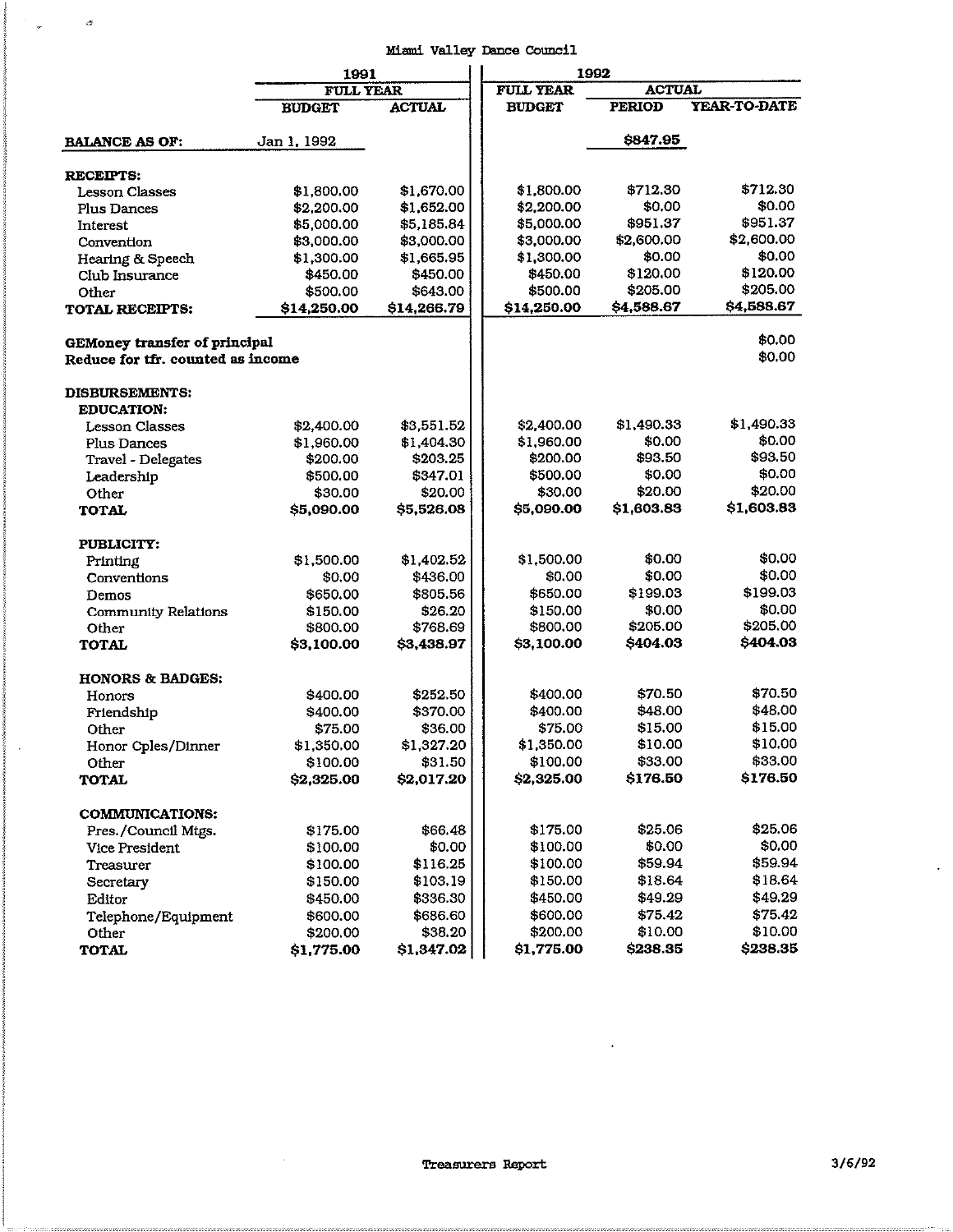Miami Valley Dance Council

| | 1991 | | 1992 | | |
|---|---|---|---|---|---|
| | FULL YEAR | | FULL YEAR | ACTUAL | |
| | BUDGET | ACTUAL | BUDGET | PERIOD | YEAR-TO-DATE |
| **BALANCE AS OF:** | Jan 1, 1992 | | | $847.95 | |
| **RECEIPTS:** | | | | | |
| Lesson Classes | $1,800.00 | $1,670.00 | $1,800.00 | $712.30 | $712.30 |
| Plus Dances | $2,200.00 | $1,652.00 | $2,200.00 | $0.00 | $0.00 |
| Interest | $5,000.00 | $5,185.84 | $5,000.00 | $951.37 | $951.37 |
| Convention | $3,000.00 | $3,000.00 | $3,000.00 | $2,600.00 | $2,600.00 |
| Hearing & Speech | $1,300.00 | $1,665.95 | $1,300.00 | $0.00 | $0.00 |
| Club Insurance | $450.00 | $450.00 | $450.00 | $120.00 | $120.00 |
| Other | $500.00 | $643.00 | $500.00 | $205.00 | $205.00 |
| **TOTAL RECEIPTS:** | **$14,250.00** | **$14,266.79** | **$14,250.00** | **$4,588.67** | **$4,588.67** |
| **GEMoney transfer of principal** | | | | | $0.00 |
| **Reduce for tfr. counted as income** | | | | | $0.00 |
| **DISBURSEMENTS:** | | | | | |
| **EDUCATION:** | | | | | |
| Lesson Classes | $2,400.00 | $3,551.52 | $2,400.00 | $1,490.33 | $1,490.33 |
| Plus Dances | $1,960.00 | $1,404.30 | $1,960.00 | $0.00 | $0.00 |
| Travel - Delegates | $200.00 | $203.25 | $200.00 | $93.50 | $93.50 |
| Leadership | $500.00 | $347.01 | $500.00 | $0.00 | $0.00 |
| Other | $30.00 | $20.00 | $30.00 | $20.00 | $20.00 |
| **TOTAL** | **$5,090.00** | **$5,526.08** | **$5,090.00** | **$1,603.83** | **$1,603.83** |
| **PUBLICITY:** | | | | | |
| Printing | $1,500.00 | $1,402.52 | $1,500.00 | $0.00 | $0.00 |
| Conventions | $0.00 | $436.00 | $0.00 | $0.00 | $0.00 |
| Demos | $650.00 | $805.56 | $650.00 | $199.03 | $199.03 |
| Community Relations | $150.00 | $26.20 | $150.00 | $0.00 | $0.00 |
| Other | $800.00 | $768.69 | $800.00 | $205.00 | $205.00 |
| **TOTAL** | **$3,100.00** | **$3,438.97** | **$3,100.00** | **$404.03** | **$404.03** |
| **HONORS & BADGES:** | | | | | |
| Honors | $400.00 | $252.50 | $400.00 | $70.50 | $70.50 |
| Friendship | $400.00 | $370.00 | $400.00 | $48.00 | $48.00 |
| Other | $75.00 | $36.00 | $75.00 | $15.00 | $15.00 |
| Honor Cples/Dinner | $1,350.00 | $1,327.20 | $1,350.00 | $10.00 | $10.00 |
| Other | $100.00 | $31.50 | $100.00 | $33.00 | $33.00 |
| **TOTAL** | **$2,325.00** | **$2,017.20** | **$2,325.00** | **$176.50** | **$176.50** |
| **COMMUNICATIONS:** | | | | | |
| Pres./Council Mtgs. | $175.00 | $66.48 | $175.00 | $25.06 | $25.06 |
| Vice President | $100.00 | $0.00 | $100.00 | $0.00 | $0.00 |
| Treasurer | $100.00 | $116.25 | $100.00 | $59.94 | $59.94 |
| Secretary | $150.00 | $103.19 | $150.00 | $18.64 | $18.64 |
| Editor | $450.00 | $336.30 | $450.00 | $49.29 | $49.29 |
| Telephone/Equipment | $600.00 | $686.60 | $600.00 | $75.42 | $75.42 |
| Other | $200.00 | $38.20 | $200.00 | $10.00 | $10.00 |
| **TOTAL** | **$1,775.00** | **$1,347.02** | **$1,775.00** | **$238.35** | **$238.35** |

Treasurers Report 3/6/92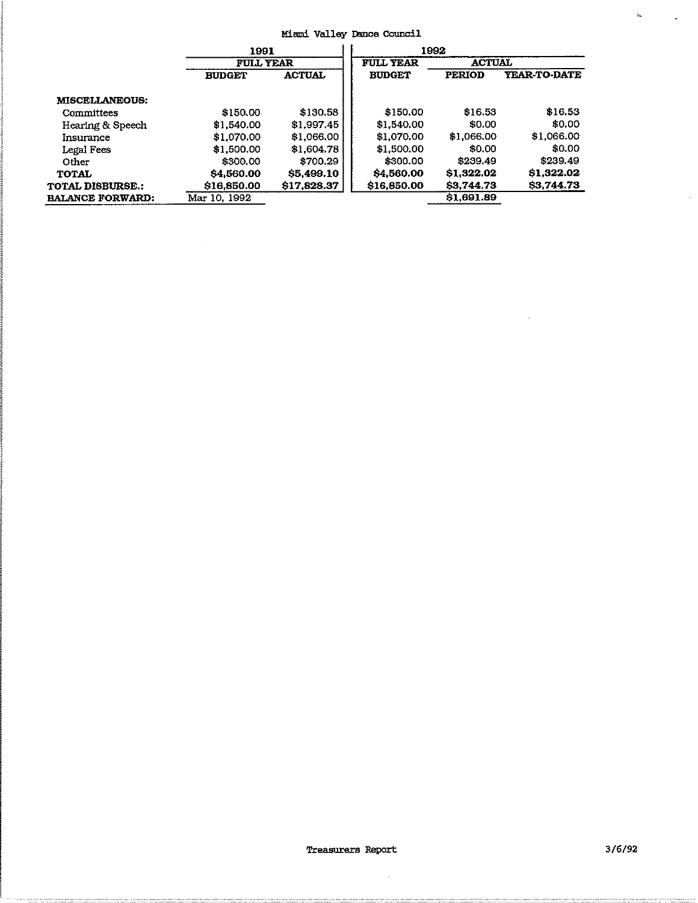Miami Valley Dance Council

| | 1991 | | 1992 | | |
|---|---|---|---|---|---|
| | FULL YEAR | | FULL YEAR | ACTUAL | |
| | BUDGET | ACTUAL | BUDGET | PERIOD | YEAR-TO-DATE |
| **MISCELLANEOUS:** | | | | | |
| Committees | $150.00 | $130.58 | $150.00 | $16.53 | $16.53 |
| Hearing & Speech | $1,540.00 | $1,997.45 | $1,540.00 | $0.00 | $0.00 |
| Insurance | $1,070.00 | $1,066.00 | $1,070.00 | $1,066.00 | $1,066.00 |
| Legal Fees | $1,500.00 | $1,604.78 | $1,500.00 | $0.00 | $0.00 |
| Other | $300.00 | $700.29 | $300.00 | $239.49 | $239.49 |
| **TOTAL** | **$4,560.00** | **$5,499.10** | **$4,560.00** | **$1,322.02** | **$1,322.02** |
| **TOTAL DISBURSE.:** | **$16,850.00** | **$17,828.37** | **$16,850.00** | **$3,744.73** | **$3,744.73** |
| **BALANCE FORWARD:** | Mar 10, 1992 | | | $1,691.89 | |

Treasurers Report 3/6/92